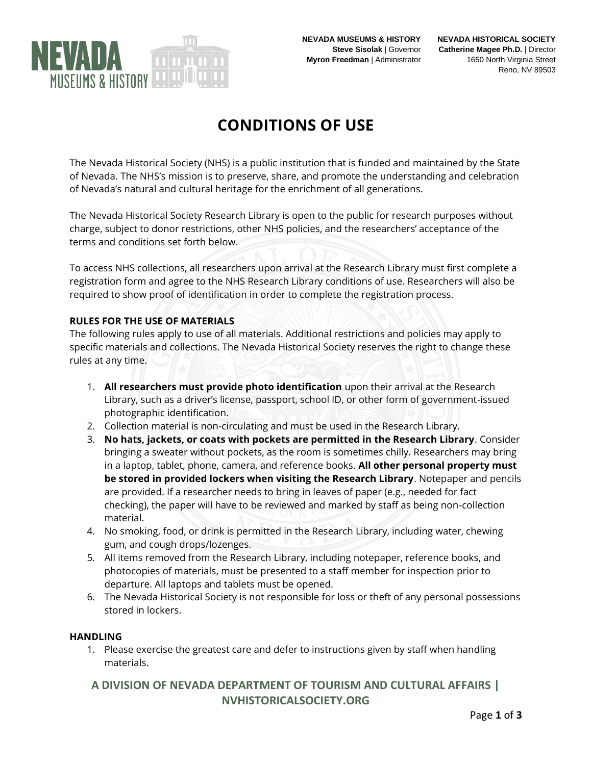NEVADA MUSEUMS & HISTORY
**Steve Sisolak** | Governor
**Myron Freedman** | Administrator

NEVADA HISTORICAL SOCIETY
**Catherine Magee Ph.D.** | Director
1650 North Virginia Street
Reno, NV 89503

# CONDITIONS OF USE

The Nevada Historical Society (NHS) is a public institution that is funded and maintained by the State of Nevada. The NHS's mission is to preserve, share, and promote the understanding and celebration of Nevada's natural and cultural heritage for the enrichment of all generations.

The Nevada Historical Society Research Library is open to the public for research purposes without charge, subject to donor restrictions, other NHS policies, and the researchers' acceptance of the terms and conditions set forth below.

To access NHS collections, all researchers upon arrival at the Research Library must first complete a registration form and agree to the NHS Research Library conditions of use. Researchers will also be required to show proof of identification in order to complete the registration process.

### RULES FOR THE USE OF MATERIALS

The following rules apply to use of all materials. Additional restrictions and policies may apply to specific materials and collections. The Nevada Historical Society reserves the right to change these rules at any time.

1. **All researchers must provide photo identification** upon their arrival at the Research Library, such as a driver's license, passport, school ID, or other form of government-issued photographic identification.
2. Collection material is non-circulating and must be used in the Research Library.
3. **No hats, jackets, or coats with pockets are permitted in the Research Library**. Consider bringing a sweater without pockets, as the room is sometimes chilly. Researchers may bring in a laptop, tablet, phone, camera, and reference books. **All other personal property must be stored in provided lockers when visiting the Research Library**. Notepaper and pencils are provided. If a researcher needs to bring in leaves of paper (e.g., needed for fact checking), the paper will have to be reviewed and marked by staff as being non-collection material.
4. No smoking, food, or drink is permitted in the Research Library, including water, chewing gum, and cough drops/lozenges.
5. All items removed from the Research Library, including notepaper, reference books, and photocopies of materials, must be presented to a staff member for inspection prior to departure. All laptops and tablets must be opened.
6. The Nevada Historical Society is not responsible for loss or theft of any personal possessions stored in lockers.

### HANDLING

1. Please exercise the greatest care and defer to instructions given by staff when handling materials.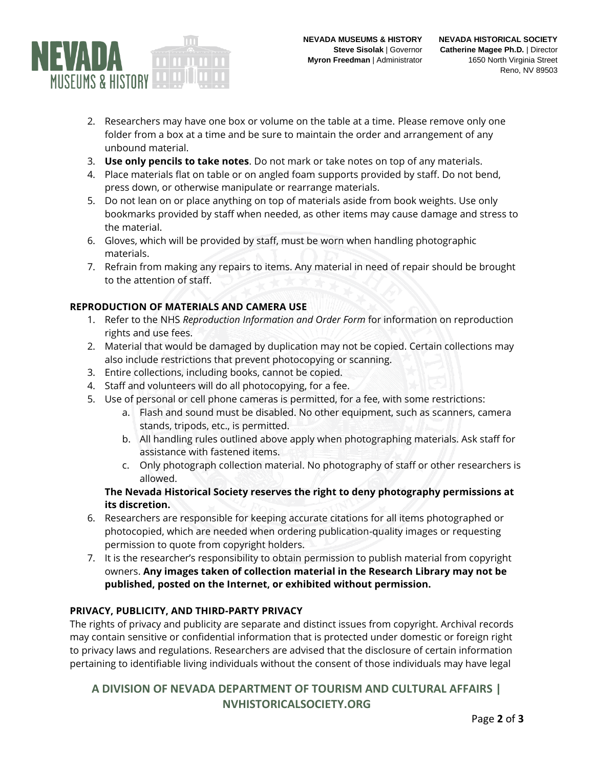2. Researchers may have one box or volume on the table at a time. Please remove only one folder from a box at a time and be sure to maintain the order and arrangement of any unbound material.
3. **Use only pencils to take notes**. Do not mark or take notes on top of any materials.
4. Place materials flat on table or on angled foam supports provided by staff. Do not bend, press down, or otherwise manipulate or rearrange materials.
5. Do not lean on or place anything on top of materials aside from book weights. Use only bookmarks provided by staff when needed, as other items may cause damage and stress to the material.
6. Gloves, which will be provided by staff, must be worn when handling photographic materials.
7. Refrain from making any repairs to items. Any material in need of repair should be brought to the attention of staff.

**REPRODUCTION OF MATERIALS AND CAMERA USE**

1. Refer to the NHS *Reproduction Information and Order Form* for information on reproduction rights and use fees.
2. Material that would be damaged by duplication may not be copied. Certain collections may also include restrictions that prevent photocopying or scanning.
3. Entire collections, including books, cannot be copied.
4. Staff and volunteers will do all photocopying, for a fee.
5. Use of personal or cell phone cameras is permitted, for a fee, with some restrictions:
    a. Flash and sound must be disabled. No other equipment, such as scanners, camera stands, tripods, etc., is permitted.
    b. All handling rules outlined above apply when photographing materials. Ask staff for assistance with fastened items.
    c. Only photograph collection material. No photography of staff or other researchers is allowed.

    **The Nevada Historical Society reserves the right to deny photography permissions at its discretion.**
6. Researchers are responsible for keeping accurate citations for all items photographed or photocopied, which are needed when ordering publication-quality images or requesting permission to quote from copyright holders.
7. It is the researcher's responsibility to obtain permission to publish material from copyright owners. **Any images taken of collection material in the Research Library may not be published, posted on the Internet, or exhibited without permission.**

**PRIVACY, PUBLICITY, AND THIRD-PARTY PRIVACY**

The rights of privacy and publicity are separate and distinct issues from copyright. Archival records may contain sensitive or confidential information that is protected under domestic or foreign right to privacy laws and regulations. Researchers are advised that the disclosure of certain information pertaining to identifiable living individuals without the consent of those individuals may have legal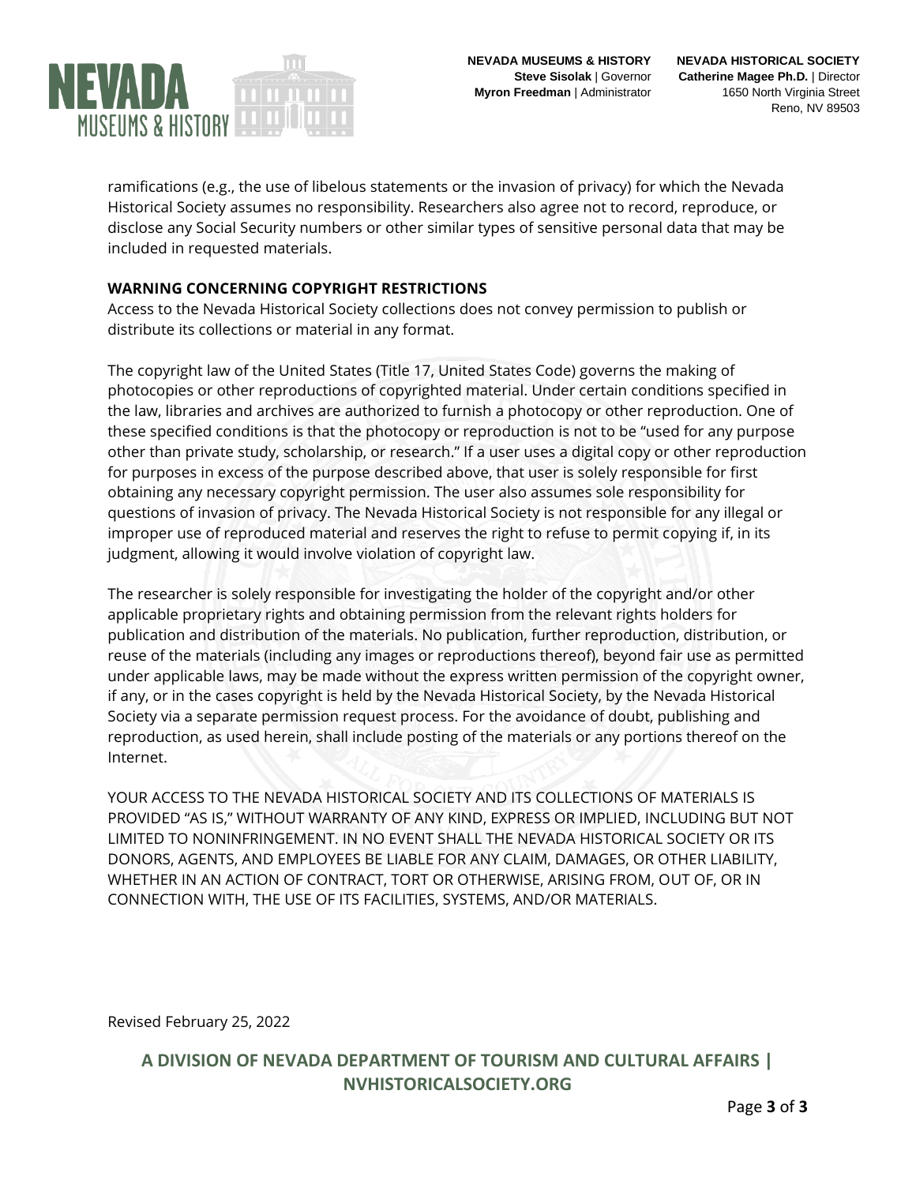ramifications (e.g., the use of libelous statements or the invasion of privacy) for which the Nevada Historical Society assumes no responsibility. Researchers also agree not to record, reproduce, or disclose any Social Security numbers or other similar types of sensitive personal data that may be included in requested materials.

**WARNING CONCERNING COPYRIGHT RESTRICTIONS**

Access to the Nevada Historical Society collections does not convey permission to publish or distribute its collections or material in any format.

The copyright law of the United States (Title 17, United States Code) governs the making of photocopies or other reproductions of copyrighted material. Under certain conditions specified in the law, libraries and archives are authorized to furnish a photocopy or other reproduction. One of these specified conditions is that the photocopy or reproduction is not to be "used for any purpose other than private study, scholarship, or research." If a user uses a digital copy or other reproduction for purposes in excess of the purpose described above, that user is solely responsible for first obtaining any necessary copyright permission. The user also assumes sole responsibility for questions of invasion of privacy. The Nevada Historical Society is not responsible for any illegal or improper use of reproduced material and reserves the right to refuse to permit copying if, in its judgment, allowing it would involve violation of copyright law.

The researcher is solely responsible for investigating the holder of the copyright and/or other applicable proprietary rights and obtaining permission from the relevant rights holders for publication and distribution of the materials. No publication, further reproduction, distribution, or reuse of the materials (including any images or reproductions thereof), beyond fair use as permitted under applicable laws, may be made without the express written permission of the copyright owner, if any, or in the cases copyright is held by the Nevada Historical Society, by the Nevada Historical Society via a separate permission request process. For the avoidance of doubt, publishing and reproduction, as used herein, shall include posting of the materials or any portions thereof on the Internet.

YOUR ACCESS TO THE NEVADA HISTORICAL SOCIETY AND ITS COLLECTIONS OF MATERIALS IS PROVIDED "AS IS," WITHOUT WARRANTY OF ANY KIND, EXPRESS OR IMPLIED, INCLUDING BUT NOT LIMITED TO NONINFRINGEMENT. IN NO EVENT SHALL THE NEVADA HISTORICAL SOCIETY OR ITS DONORS, AGENTS, AND EMPLOYEES BE LIABLE FOR ANY CLAIM, DAMAGES, OR OTHER LIABILITY, WHETHER IN AN ACTION OF CONTRACT, TORT OR OTHERWISE, ARISING FROM, OUT OF, OR IN CONNECTION WITH, THE USE OF ITS FACILITIES, SYSTEMS, AND/OR MATERIALS.

Revised February 25, 2022